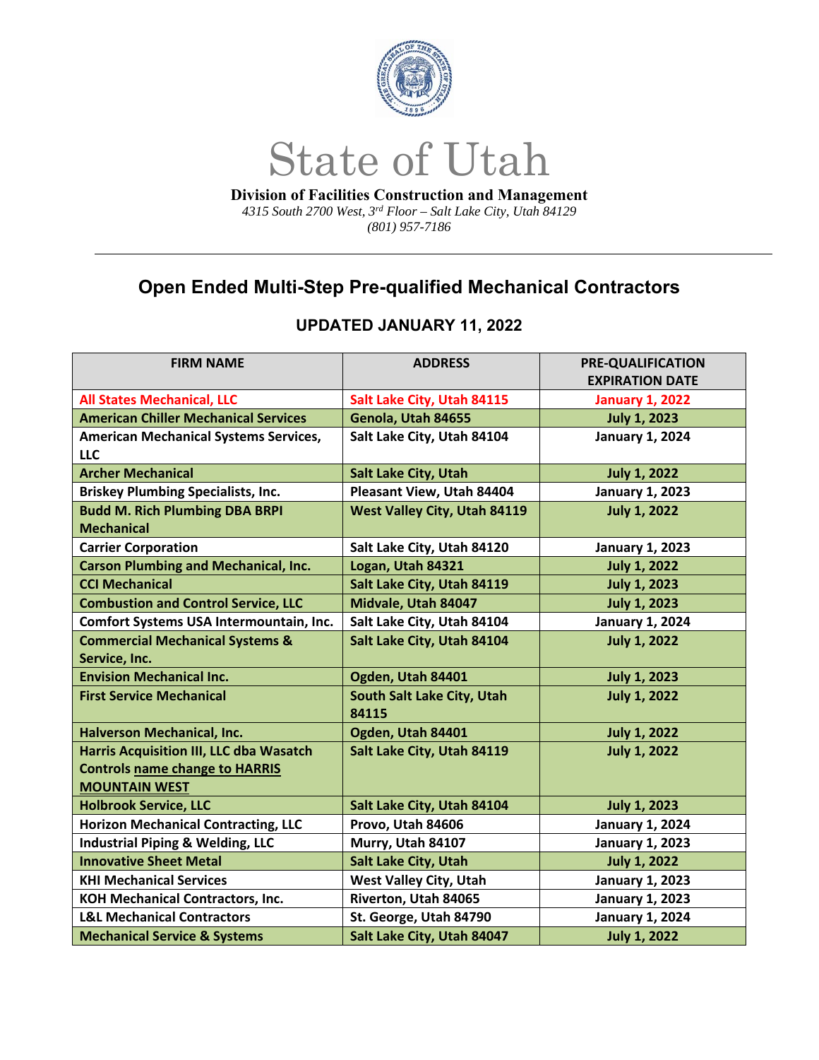# State of Utah

**Division of Facilities Construction and Management**

*4315 South 2700 West, 3rd Floor – Salt Lake City, Utah 84129*

*(801) 957-7186*

---

## Open Ended Multi-Step Pre-qualified Mechanical Contractors

### UPDATED JANUARY 11, 2022

| FIRM NAME | ADDRESS | PRE-QUALIFICATION EXPIRATION DATE |
|---|---|---|
| All States Mechanical, LLC | Salt Lake City, Utah 84115 | January 1, 2022 |
| American Chiller Mechanical Services | Genola, Utah 84655 | July 1, 2023 |
| American Mechanical Systems Services, LLC | Salt Lake City, Utah 84104 | January 1, 2024 |
| Archer Mechanical | Salt Lake City, Utah | July 1, 2022 |
| Briskey Plumbing Specialists, Inc. | Pleasant View, Utah 84404 | January 1, 2023 |
| Budd M. Rich Plumbing DBA BRPI Mechanical | West Valley City, Utah 84119 | July 1, 2022 |
| Carrier Corporation | Salt Lake City, Utah 84120 | January 1, 2023 |
| Carson Plumbing and Mechanical, Inc. | Logan, Utah 84321 | July 1, 2022 |
| CCI Mechanical | Salt Lake City, Utah 84119 | July 1, 2023 |
| Combustion and Control Service, LLC | Midvale, Utah 84047 | July 1, 2023 |
| Comfort Systems USA Intermountain, Inc. | Salt Lake City, Utah 84104 | January 1, 2024 |
| Commercial Mechanical Systems & Service, Inc. | Salt Lake City, Utah 84104 | July 1, 2022 |
| Envision Mechanical Inc. | Ogden, Utah 84401 | July 1, 2023 |
| First Service Mechanical | South Salt Lake City, Utah 84115 | July 1, 2022 |
| Halverson Mechanical, Inc. | Ogden, Utah 84401 | July 1, 2022 |
| Harris Acquisition III, LLC dba Wasatch Controls name change to HARRIS MOUNTAIN WEST | Salt Lake City, Utah 84119 | July 1, 2022 |
| Holbrook Service, LLC | Salt Lake City, Utah 84104 | July 1, 2023 |
| Horizon Mechanical Contracting, LLC | Provo, Utah 84606 | January 1, 2024 |
| Industrial Piping & Welding, LLC | Murry, Utah 84107 | January 1, 2023 |
| Innovative Sheet Metal | Salt Lake City, Utah | July 1, 2022 |
| KHI Mechanical Services | West Valley City, Utah | January 1, 2023 |
| KOH Mechanical Contractors, Inc. | Riverton, Utah 84065 | January 1, 2023 |
| L&L Mechanical Contractors | St. George, Utah 84790 | January 1, 2024 |
| Mechanical Service & Systems | Salt Lake City, Utah 84047 | July 1, 2022 |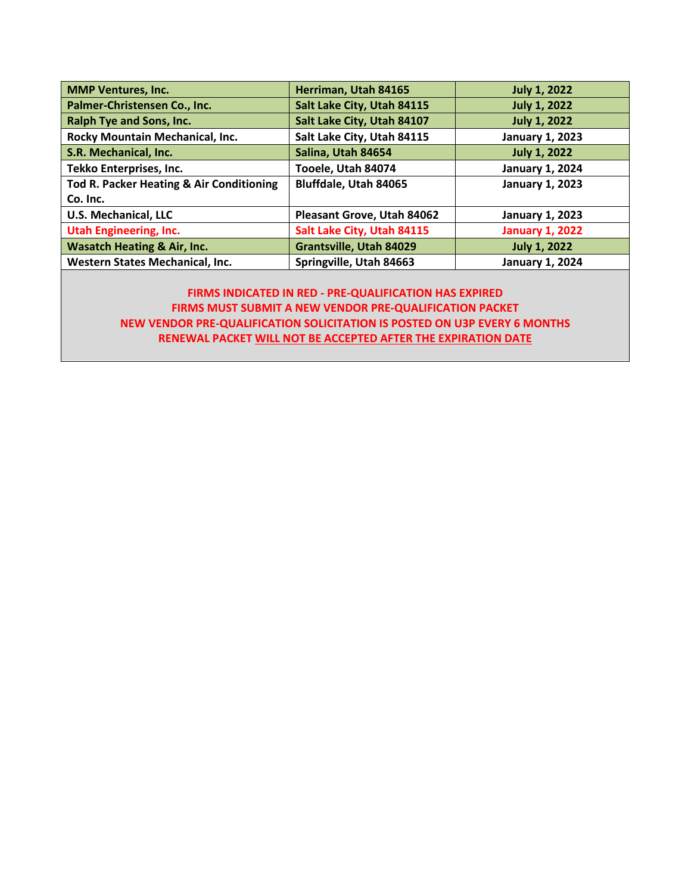| | | |
|---|---|---|
| **MMP Ventures, Inc.** | **Herriman, Utah 84165** | **July 1, 2022** |
| **Palmer-Christensen Co., Inc.** | **Salt Lake City, Utah 84115** | **July 1, 2022** |
| **Ralph Tye and Sons, Inc.** | **Salt Lake City, Utah 84107** | **July 1, 2022** |
| **Rocky Mountain Mechanical, Inc.** | **Salt Lake City, Utah 84115** | **January 1, 2023** |
| **S.R. Mechanical, Inc.** | **Salina, Utah 84654** | **July 1, 2022** |
| **Tekko Enterprises, Inc.** | **Tooele, Utah 84074** | **January 1, 2024** |
| **Tod R. Packer Heating & Air Conditioning Co. Inc.** | **Bluffdale, Utah 84065** | **January 1, 2023** |
| **U.S. Mechanical, LLC** | **Pleasant Grove, Utah 84062** | **January 1, 2023** |
| **Utah Engineering, Inc.** | **Salt Lake City, Utah 84115** | **January 1, 2022** |
| **Wasatch Heating & Air, Inc.** | **Grantsville, Utah 84029** | **July 1, 2022** |
| **Western States Mechanical, Inc.** | **Springville, Utah 84663** | **January 1, 2024** |

**FIRMS INDICATED IN RED - PRE-QUALIFICATION HAS EXPIRED**
**FIRMS MUST SUBMIT A NEW VENDOR PRE-QUALIFICATION PACKET**
**NEW VENDOR PRE-QUALIFICATION SOLICITATION IS POSTED ON U3P EVERY 6 MONTHS**
**RENEWAL PACKET WILL NOT BE ACCEPTED AFTER THE EXPIRATION DATE**